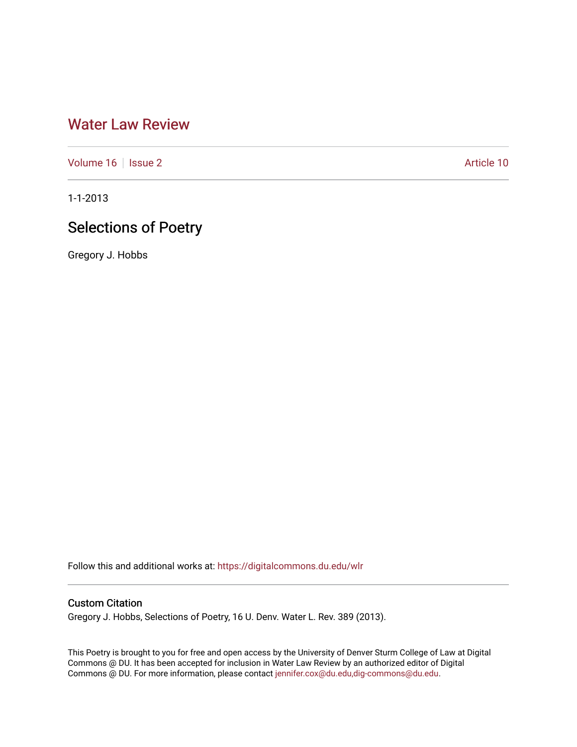# Water Law Review

Volume 16 | Issue 2 | Article 10

1-1-2013

## Selections of Poetry

Gregory J. Hobbs

Follow this and additional works at: https://digitalcommons.du.edu/wlr

### Custom Citation

Gregory J. Hobbs, Selections of Poetry, 16 U. Denv. Water L. Rev. 389 (2013).

This Poetry is brought to you for free and open access by the University of Denver Sturm College of Law at Digital Commons @ DU. It has been accepted for inclusion in Water Law Review by an authorized editor of Digital Commons @ DU. For more information, please contact jennifer.cox@du.edu,dig-commons@du.edu.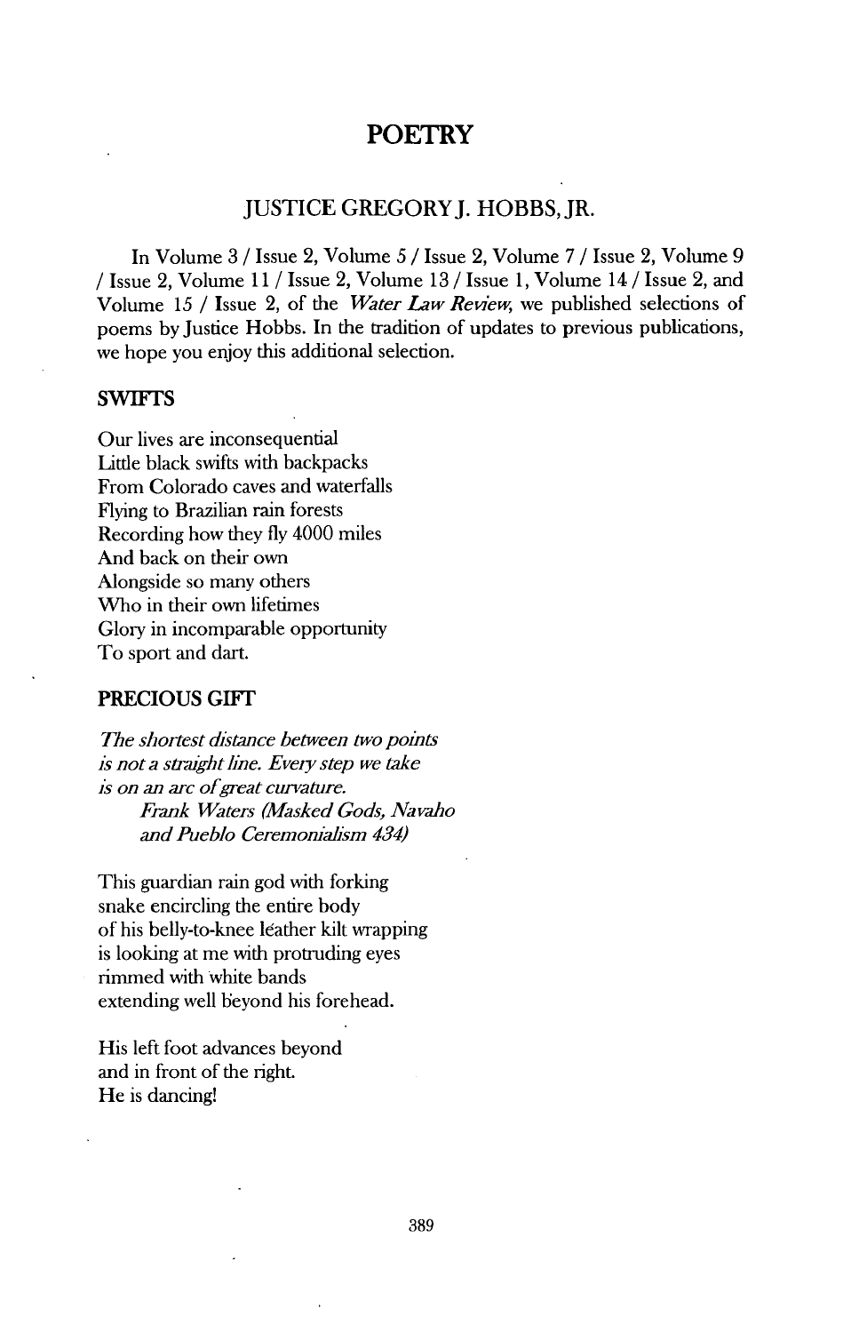# POETRY

## JUSTICE GREGORY J. HOBBS, JR.

In Volume 3 / Issue 2, Volume 5 / Issue 2, Volume 7 / Issue 2, Volume 9 / Issue 2, Volume 11 / Issue 2, Volume 13 / Issue 1, Volume 14 / Issue 2, and Volume 15 / Issue 2, of the *Water Law Review*, we published selections of poems by Justice Hobbs. In the tradition of updates to previous publications, we hope you enjoy this additional selection.

### SWIFTS

Our lives are inconsequential  
Little black swifts with backpacks  
From Colorado caves and waterfalls  
Flying to Brazilian rain forests  
Recording how they fly 4000 miles  
And back on their own  
Alongside so many others  
Who in their own lifetimes  
Glory in incomparable opportunity  
To sport and dart.

### PRECIOUS GIFT

*The shortest distance between two points*  
*is not a straight line. Every step we take*  
*is on an arc of great curvature.*  
*Frank Waters (Masked Gods, Navaho*  
*and Pueblo Ceremonialism 434)*

This guardian rain god with forking  
snake encircling the entire body  
of his belly-to-knee leather kilt wrapping  
is looking at me with protruding eyes  
rimmed with white bands  
extending well beyond his forehead.

His left foot advances beyond  
and in front of the right.  
He is dancing!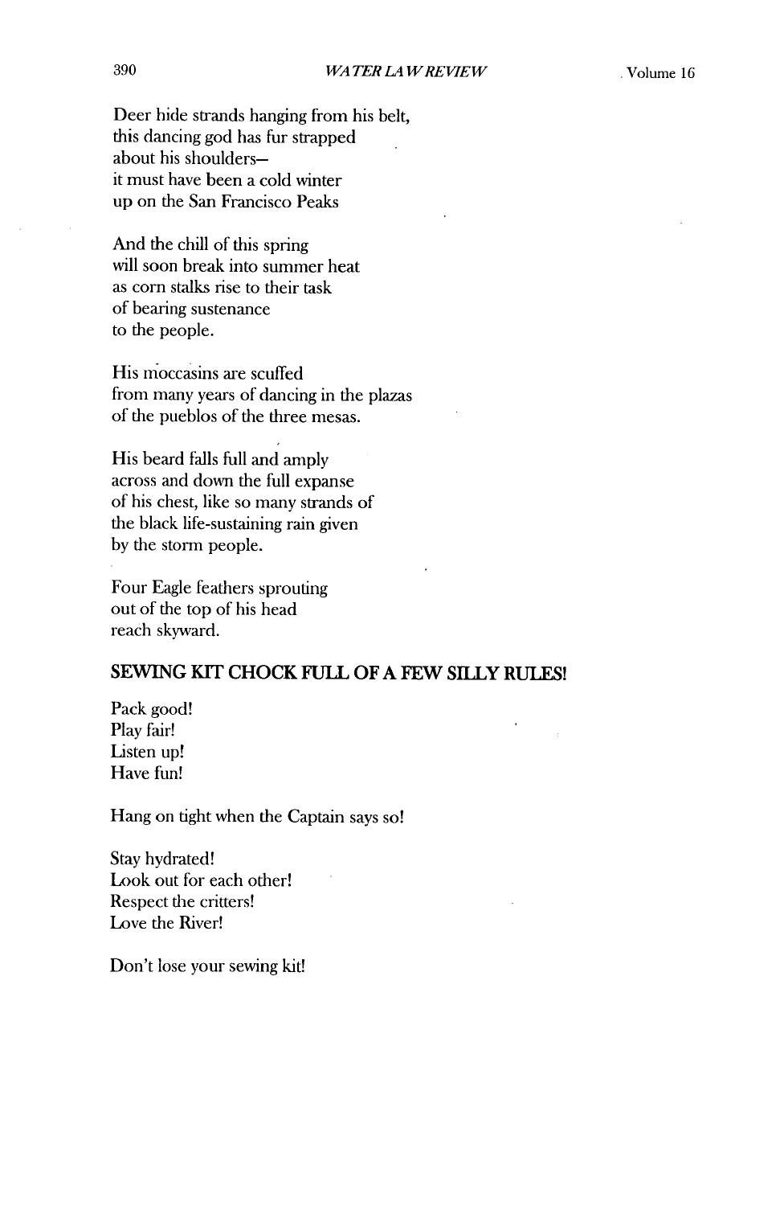Deer hide strands hanging from his belt,
this dancing god has fur strapped
about his shoulders–
it must have been a cold winter
up on the San Francisco Peaks

And the chill of this spring
will soon break into summer heat
as corn stalks rise to their task
of bearing sustenance
to the people.

His moccasins are scuffed
from many years of dancing in the plazas
of the pueblos of the three mesas.

His beard falls full and amply
across and down the full expanse
of his chest, like so many strands of
the black life-sustaining rain given
by the storm people.

Four Eagle feathers sprouting
out of the top of his head
reach skyward.

## SEWING KIT CHOCK FULL OF A FEW SILLY RULES!

Pack good!
Play fair!
Listen up!
Have fun!

Hang on tight when the Captain says so!

Stay hydrated!
Look out for each other!
Respect the critters!
Love the River!

Don't lose your sewing kit!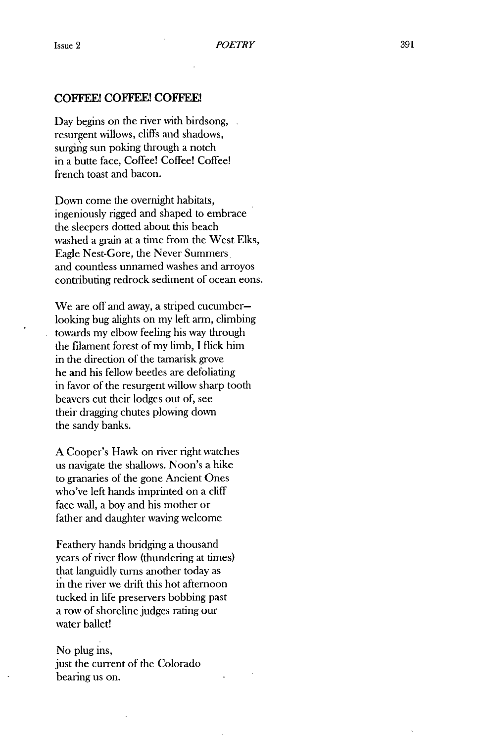## COFFEE! COFFEE! COFFEE!

Day begins on the river with birdsong,  
resurgent willows, cliffs and shadows,  
surging sun poking through a notch  
in a butte face, Coffee! Coffee! Coffee!  
french toast and bacon.

Down come the overnight habitats,  
ingeniously rigged and shaped to embrace  
the sleepers dotted about this beach  
washed a grain at a time from the West Elks,  
Eagle Nest-Gore, the Never Summers  
and countless unnamed washes and arroyos  
contributing redrock sediment of ocean eons.

We are off and away, a striped cucumber–  
looking bug alights on my left arm, climbing  
towards my elbow feeling his way through  
the filament forest of my limb, I flick him  
in the direction of the tamarisk grove  
he and his fellow beetles are defoliating  
in favor of the resurgent willow sharp tooth  
beavers cut their lodges out of, see  
their dragging chutes plowing down  
the sandy banks.

A Cooper's Hawk on river right watches  
us navigate the shallows. Noon's a hike  
to granaries of the gone Ancient Ones  
who've left hands imprinted on a cliff  
face wall, a boy and his mother or  
father and daughter waving welcome

Feathery hands bridging a thousand  
years of river flow (thundering at times)  
that languidly turns another today as  
in the river we drift this hot afternoon  
tucked in life preservers bobbing past  
a row of shoreline judges rating our  
water ballet!

No plug ins,  
just the current of the Colorado  
bearing us on.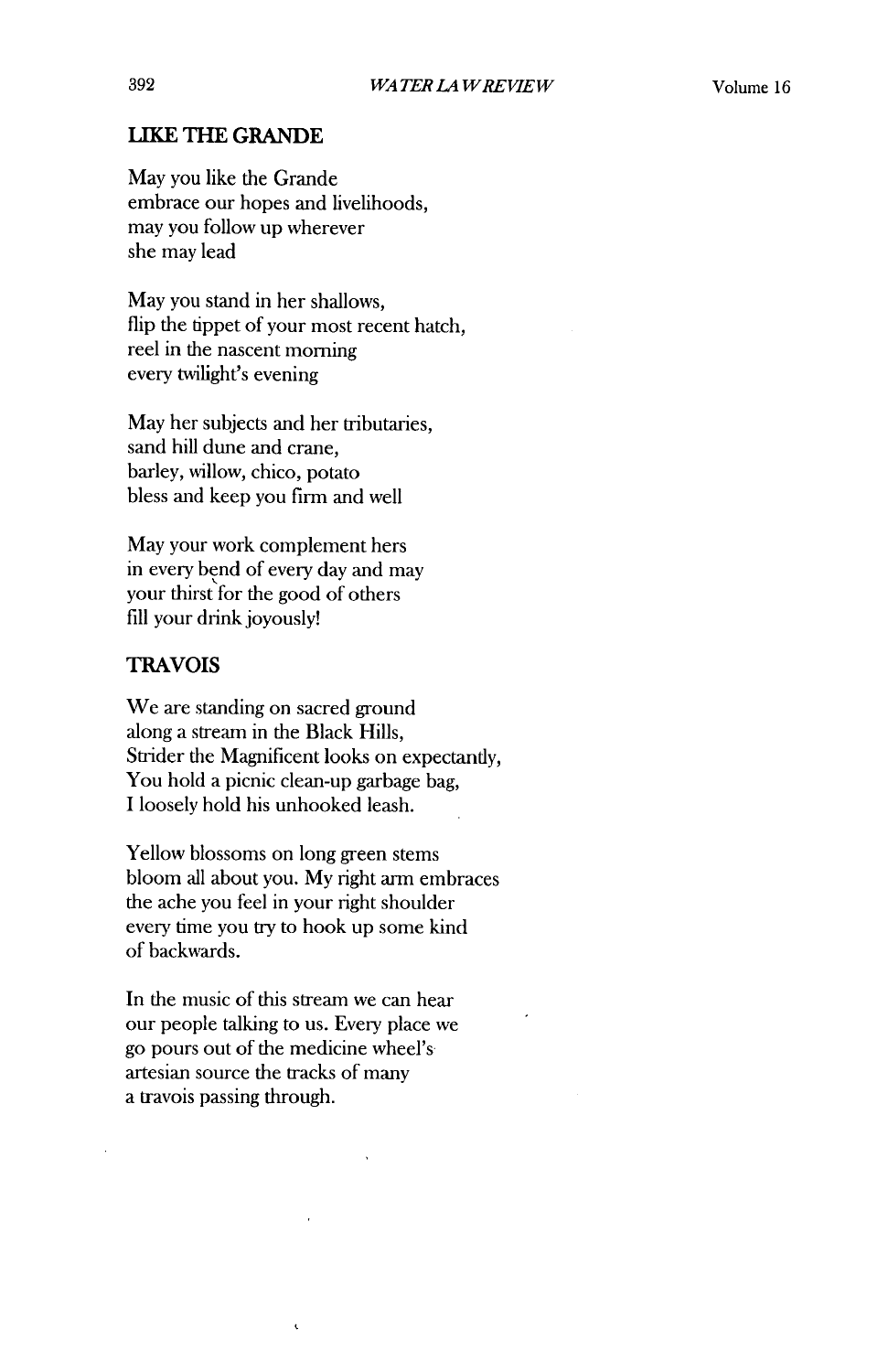### LIKE THE GRANDE

May you like the Grande
embrace our hopes and livelihoods,
may you follow up wherever
she may lead

May you stand in her shallows,
flip the tippet of your most recent hatch,
reel in the nascent morning
every twilight's evening

May her subjects and her tributaries,
sand hill dune and crane,
barley, willow, chico, potato
bless and keep you firm and well

May your work complement hers
in every bend of every day and may
your thirst for the good of others
fill your drink joyously!

### TRAVOIS

We are standing on sacred ground
along a stream in the Black Hills,
Strider the Magnificent looks on expectantly,
You hold a picnic clean-up garbage bag,
I loosely hold his unhooked leash.

Yellow blossoms on long green stems
bloom all about you. My right arm embraces
the ache you feel in your right shoulder
every time you try to hook up some kind
of backwards.

In the music of this stream we can hear
our people talking to us. Every place we
go pours out of the medicine wheel's
artesian source the tracks of many
a travois passing through.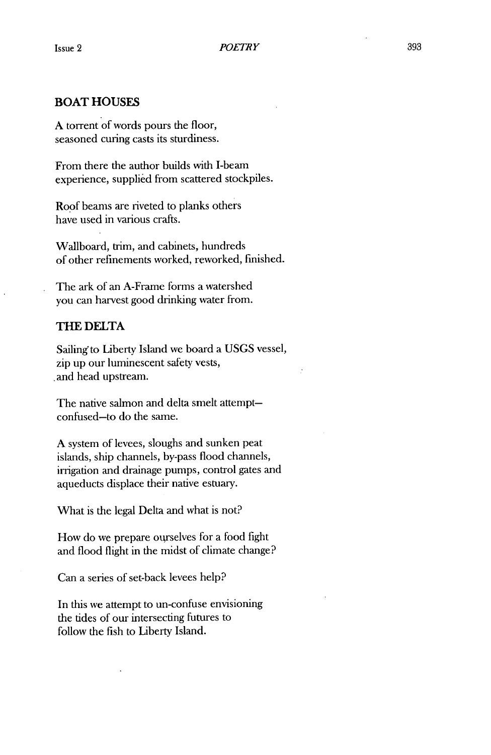## BOAT HOUSES

A torrent of words pours the floor,
seasoned curing casts its sturdiness.

From there the author builds with I-beam
experience, supplied from scattered stockpiles.

Roof beams are riveted to planks others
have used in various crafts.

Wallboard, trim, and cabinets, hundreds
of other refinements worked, reworked, finished.

The ark of an A-Frame forms a watershed
you can harvest good drinking water from.

## THE DELTA

Sailing to Liberty Island we board a USGS vessel,
zip up our luminescent safety vests,
and head upstream.

The native salmon and delta smelt attempt—
confused—to do the same.

A system of levees, sloughs and sunken peat
islands, ship channels, by-pass flood channels,
irrigation and drainage pumps, control gates and
aqueducts displace their native estuary.

What is the legal Delta and what is not?

How do we prepare ourselves for a food fight
and flood flight in the midst of climate change?

Can a series of set-back levees help?

In this we attempt to un-confuse envisioning
the tides of our intersecting futures to
follow the fish to Liberty Island.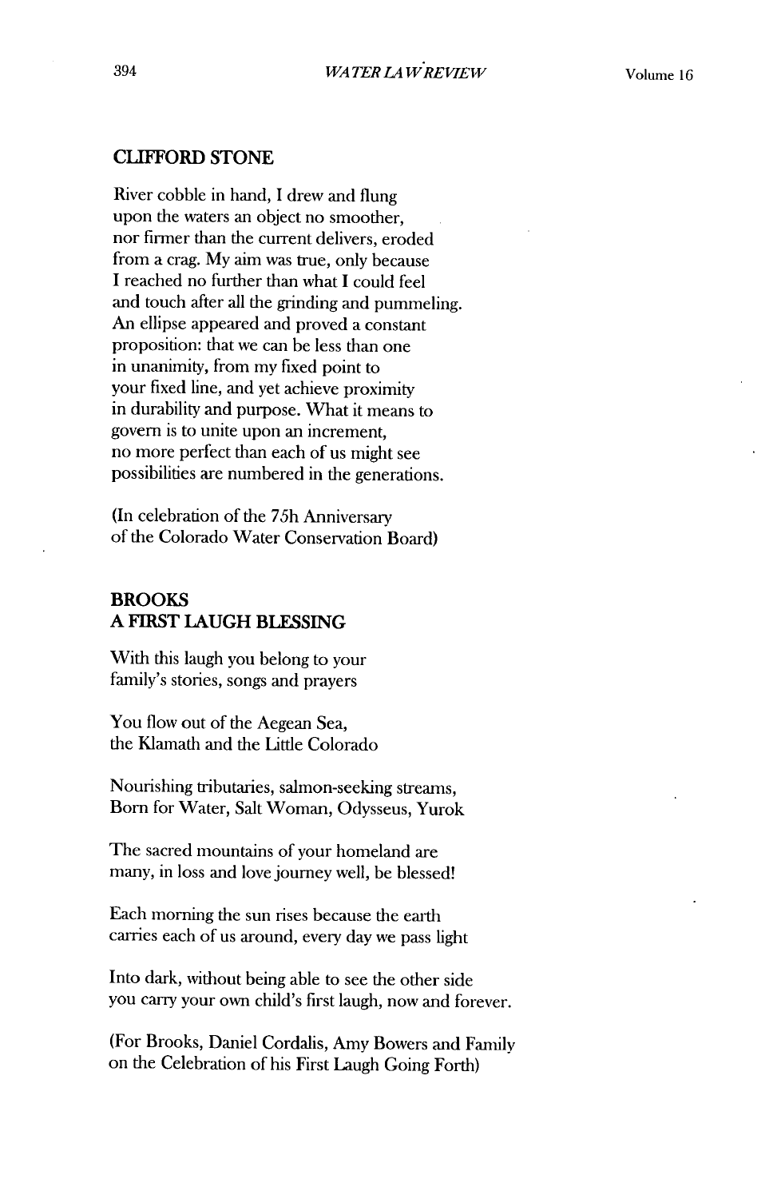### CLIFFORD STONE

River cobble in hand, I drew and flung
upon the waters an object no smoother,
nor firmer than the current delivers, eroded
from a crag. My aim was true, only because
I reached no further than what I could feel
and touch after all the grinding and pummeling.
An ellipse appeared and proved a constant
proposition: that we can be less than one
in unanimity, from my fixed point to
your fixed line, and yet achieve proximity
in durability and purpose. What it means to
govern is to unite upon an increment,
no more perfect than each of us might see
possibilities are numbered in the generations.

(In celebration of the 75h Anniversary
of the Colorado Water Conservation Board)

### BROOKS
### A FIRST LAUGH BLESSING

With this laugh you belong to your
family's stories, songs and prayers

You flow out of the Aegean Sea,
the Klamath and the Little Colorado

Nourishing tributaries, salmon-seeking streams,
Born for Water, Salt Woman, Odysseus, Yurok

The sacred mountains of your homeland are
many, in loss and love journey well, be blessed!

Each morning the sun rises because the earth
carries each of us around, every day we pass light

Into dark, without being able to see the other side
you carry your own child's first laugh, now and forever.

(For Brooks, Daniel Cordalis, Amy Bowers and Family
on the Celebration of his First Laugh Going Forth)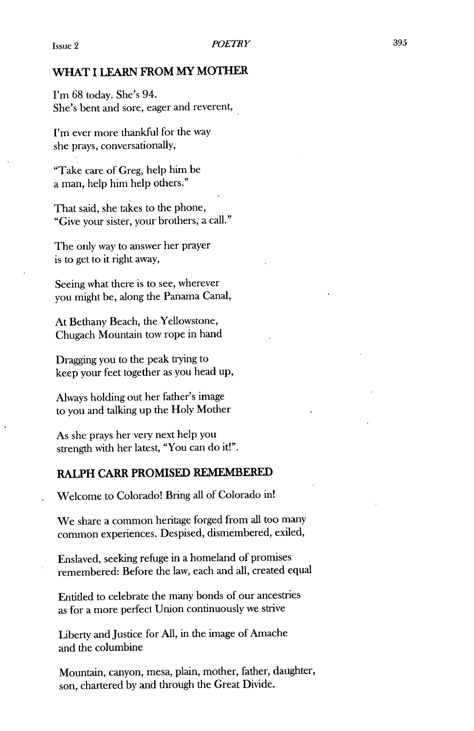## WHAT I LEARN FROM MY MOTHER

I'm 68 today. She's 94.
She's bent and sore, eager and reverent,

I'm ever more thankful for the way
she prays, conversationally,

"Take care of Greg, help him be
a man, help him help others."

That said, she takes to the phone,
"Give your sister, your brothers, a call."

The only way to answer her prayer
is to get to it right away,

Seeing what there is to see, wherever
you might be, along the Panama Canal,

At Bethany Beach, the Yellowstone,
Chugach Mountain tow rope in hand

Dragging you to the peak trying to
keep your feet together as you head up,

Always holding out her father's image
to you and talking up the Holy Mother

As she prays her very next help you
strength with her latest, "You can do it!".

## RALPH CARR PROMISED REMEMBERED

Welcome to Colorado! Bring all of Colorado in!

We share a common heritage forged from all too many
common experiences. Despised, dismembered, exiled,

Enslaved, seeking refuge in a homeland of promises
remembered: Before the law, each and all, created equal

Entitled to celebrate the many bonds of our ancestries
as for a more perfect Union continuously we strive

Liberty and Justice for All, in the image of Amache
and the columbine

Mountain, canyon, mesa, plain, mother, father, daughter,
son, chartered by and through the Great Divide.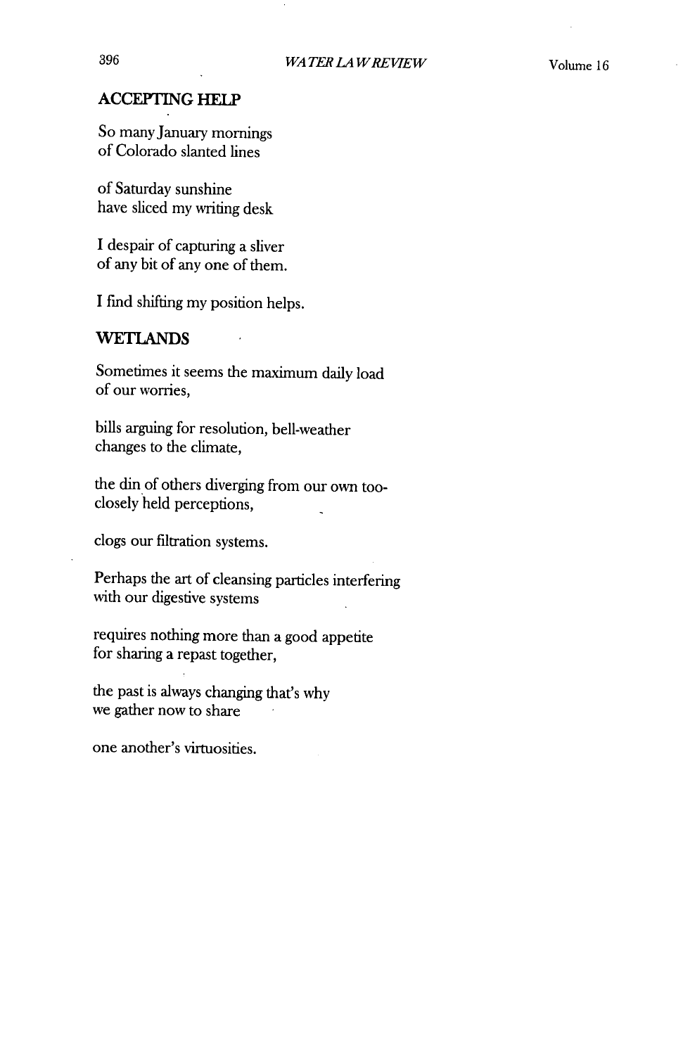## ACCEPTING HELP

So many January mornings
of Colorado slanted lines

of Saturday sunshine
have sliced my writing desk

I despair of capturing a sliver
of any bit of any one of them.

I find shifting my position helps.

## WETLANDS

Sometimes it seems the maximum daily load
of our worries,

bills arguing for resolution, bell-weather
changes to the climate,

the din of others diverging from our own too-
closely held perceptions,

clogs our filtration systems.

Perhaps the art of cleansing particles interfering
with our digestive systems

requires nothing more than a good appetite
for sharing a repast together,

the past is always changing that's why
we gather now to share

one another's virtuosities.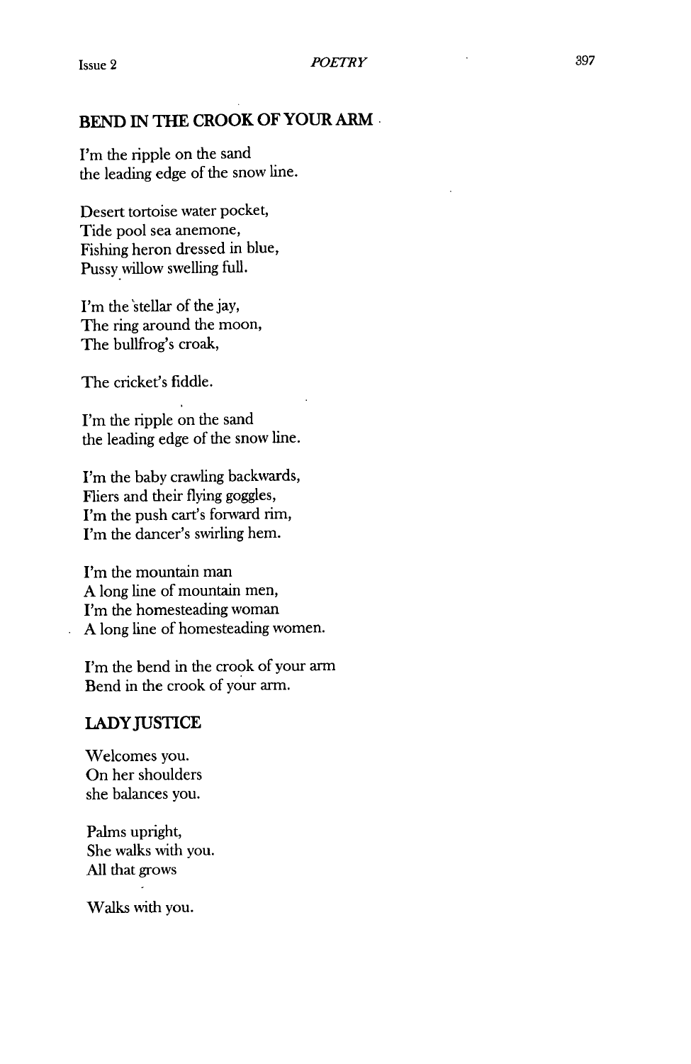## BEND IN THE CROOK OF YOUR ARM

I'm the ripple on the sand
the leading edge of the snow line.

Desert tortoise water pocket,
Tide pool sea anemone,
Fishing heron dressed in blue,
Pussy willow swelling full.

I'm the stellar of the jay,
The ring around the moon,
The bullfrog's croak,

The cricket's fiddle.

I'm the ripple on the sand
the leading edge of the snow line.

I'm the baby crawling backwards,
Fliers and their flying goggles,
I'm the push cart's forward rim,
I'm the dancer's swirling hem.

I'm the mountain man
A long line of mountain men,
I'm the homesteading woman
A long line of homesteading women.

I'm the bend in the crook of your arm
Bend in the crook of your arm.

## LADY JUSTICE

Welcomes you.
On her shoulders
she balances you.

Palms upright,
She walks with you.
All that grows

Walks with you.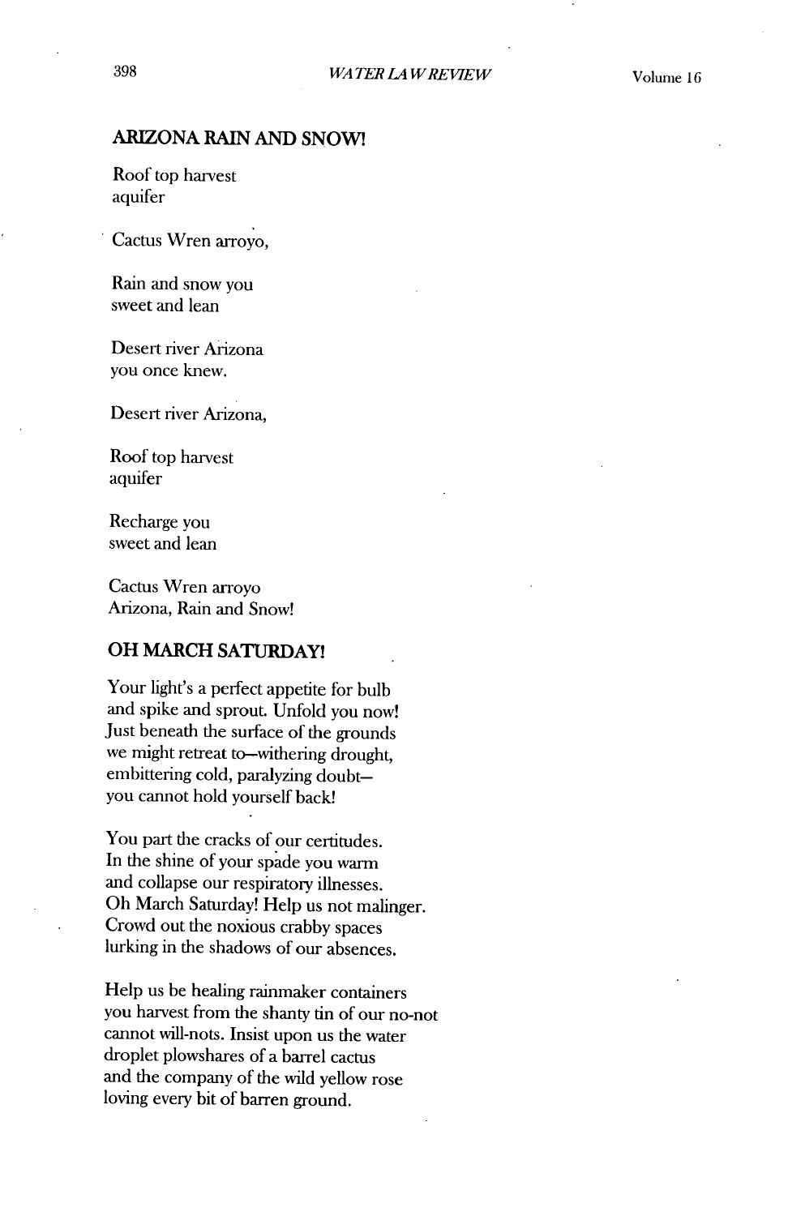## ARIZONA RAIN AND SNOW!

Roof top harvest
aquifer

Cactus Wren arroyo,

Rain and snow you
sweet and lean

Desert river Arizona
you once knew.

Desert river Arizona,

Roof top harvest
aquifer

Recharge you
sweet and lean

Cactus Wren arroyo
Arizona, Rain and Snow!

## OH MARCH SATURDAY!

Your light's a perfect appetite for bulb
and spike and sprout. Unfold you now!
Just beneath the surface of the grounds
we might retreat to—withering drought,
embittering cold, paralyzing doubt—
you cannot hold yourself back!

You part the cracks of our certitudes.
In the shine of your spade you warm
and collapse our respiratory illnesses.
Oh March Saturday! Help us not malinger.
Crowd out the noxious crabby spaces
lurking in the shadows of our absences.

Help us be healing rainmaker containers
you harvest from the shanty tin of our no-not
cannot will-nots. Insist upon us the water
droplet plowshares of a barrel cactus
and the company of the wild yellow rose
loving every bit of barren ground.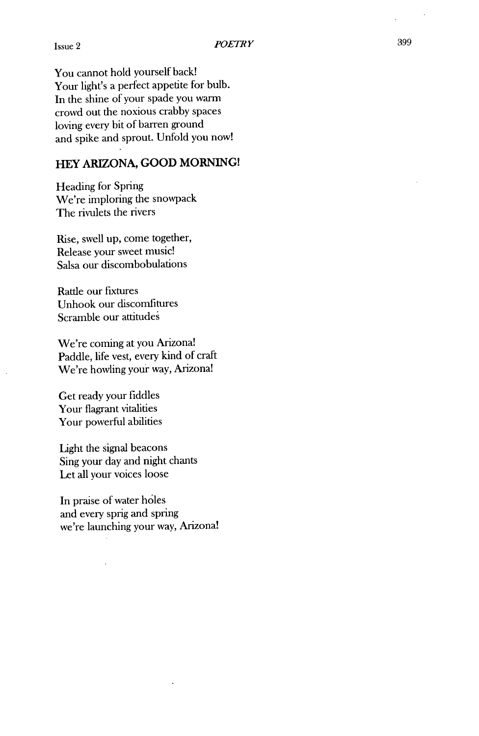You cannot hold yourself back!
Your light's a perfect appetite for bulb.
In the shine of your spade you warm
crowd out the noxious crabby spaces
loving every bit of barren ground
and spike and sprout. Unfold you now!

## HEY ARIZONA, GOOD MORNING!

Heading for Spring
We're imploring the snowpack
The rivulets the rivers

Rise, swell up, come together,
Release your sweet music!
Salsa our discombobulations

Rattle our fixtures
Unhook our discomfitures
Scramble our attitudes

We're coming at you Arizona!
Paddle, life vest, every kind of craft
We're howling your way, Arizona!

Get ready your fiddles
Your flagrant vitalities
Your powerful abilities

Light the signal beacons
Sing your day and night chants
Let all your voices loose

In praise of water holes
and every sprig and spring
we're launching your way, Arizona!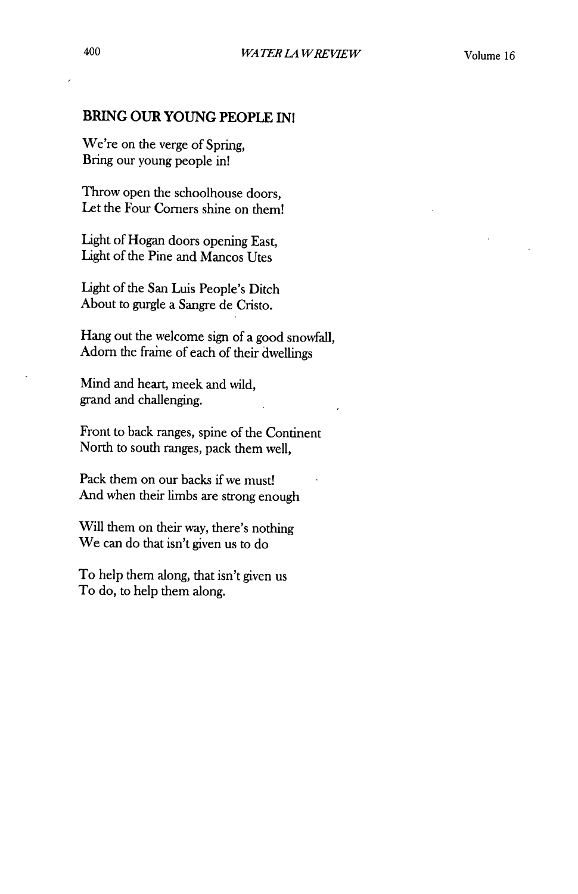**BRING OUR YOUNG PEOPLE IN!**

We're on the verge of Spring,
Bring our young people in!

Throw open the schoolhouse doors,
Let the Four Corners shine on them!

Light of Hogan doors opening East,
Light of the Pine and Mancos Utes

Light of the San Luis People's Ditch
About to gurgle a Sangre de Cristo.

Hang out the welcome sign of a good snowfall,
Adorn the frame of each of their dwellings

Mind and heart, meek and wild,
grand and challenging.

Front to back ranges, spine of the Continent
North to south ranges, pack them well,

Pack them on our backs if we must!
And when their limbs are strong enough

Will them on their way, there's nothing
We can do that isn't given us to do

To help them along, that isn't given us
To do, to help them along.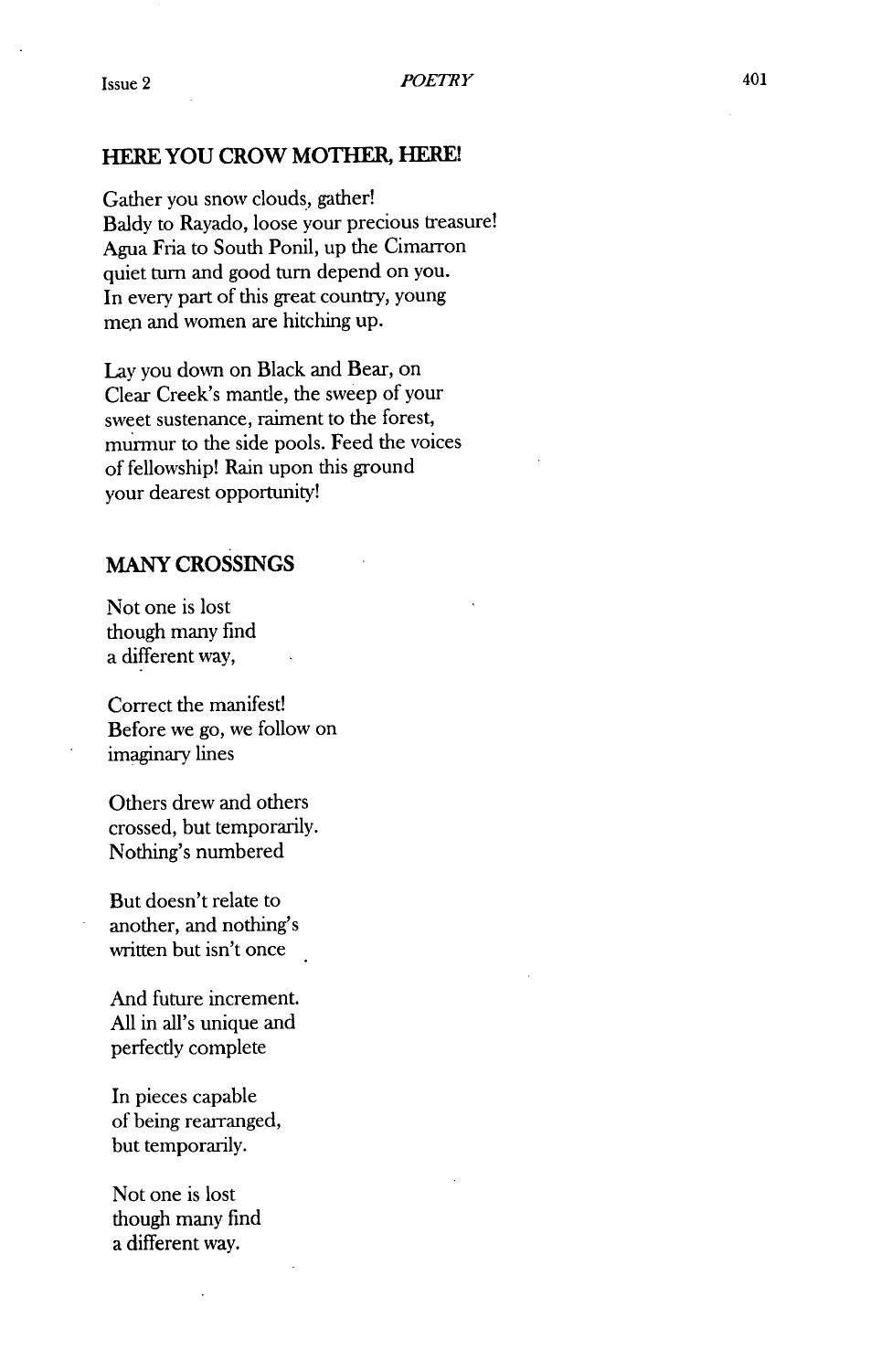## HERE YOU CROW MOTHER, HERE!

Gather you snow clouds, gather!
Baldy to Rayado, loose your precious treasure!
Agua Fria to South Ponil, up the Cimarron
quiet turn and good turn depend on you.
In every part of this great country, young
men and women are hitching up.

Lay you down on Black and Bear, on
Clear Creek's mantle, the sweep of your
sweet sustenance, raiment to the forest,
murmur to the side pools. Feed the voices
of fellowship! Rain upon this ground
your dearest opportunity!

## MANY CROSSINGS

Not one is lost
though many find
a different way,

Correct the manifest!
Before we go, we follow on
imaginary lines

Others drew and others
crossed, but temporarily.
Nothing's numbered

But doesn't relate to
another, and nothing's
written but isn't once

And future increment.
All in all's unique and
perfectly complete

In pieces capable
of being rearranged,
but temporarily.

Not one is lost
though many find
a different way.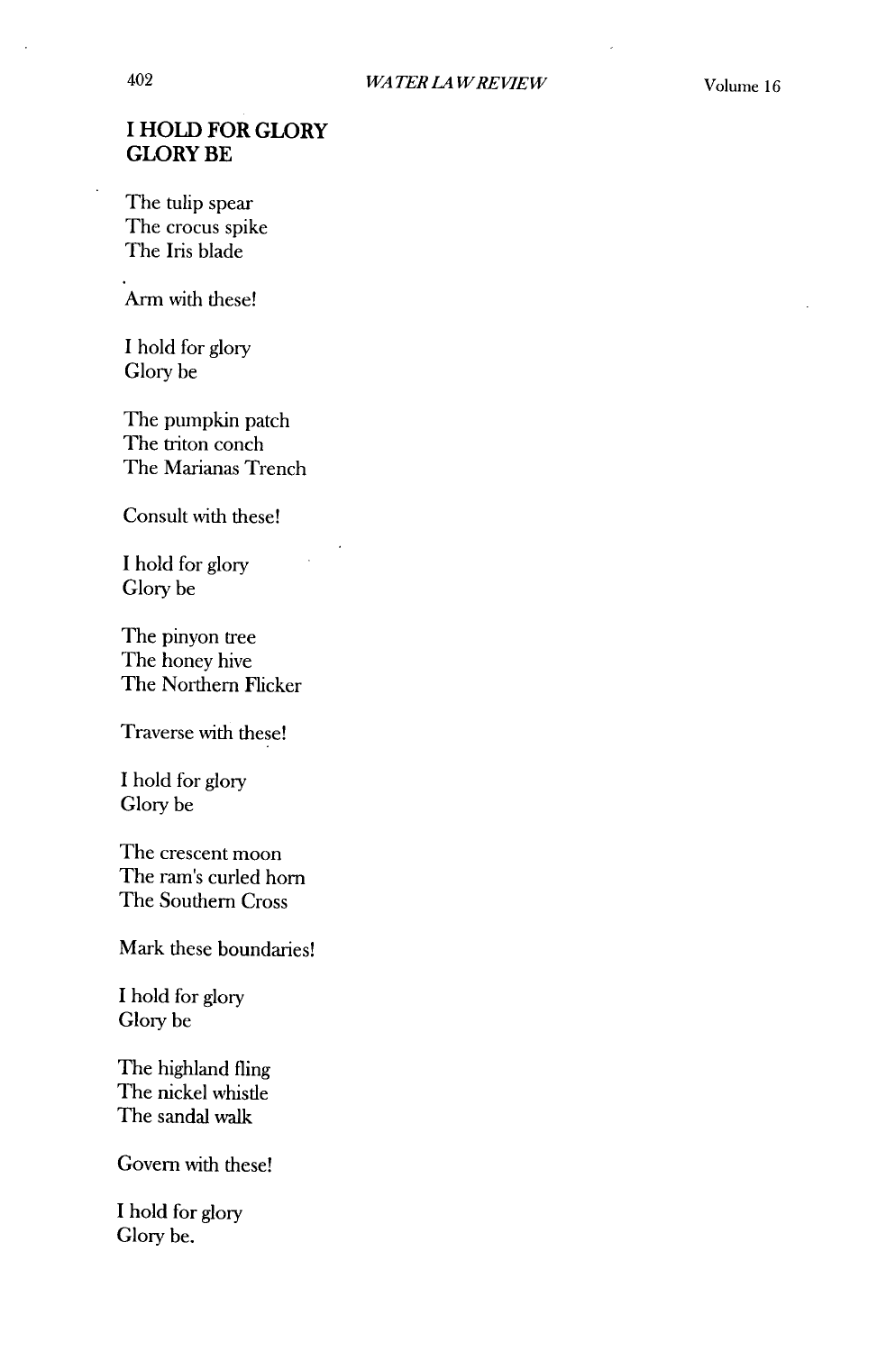**I HOLD FOR GLORY**
**GLORY BE**

The tulip spear
The crocus spike
The Iris blade

Arm with these!

I hold for glory
Glory be

The pumpkin patch
The triton conch
The Marianas Trench

Consult with these!

I hold for glory
Glory be

The pinyon tree
The honey hive
The Northern Flicker

Traverse with these!

I hold for glory
Glory be

The crescent moon
The ram's curled horn
The Southern Cross

Mark these boundaries!

I hold for glory
Glory be

The highland fling
The nickel whistle
The sandal walk

Govern with these!

I hold for glory
Glory be.